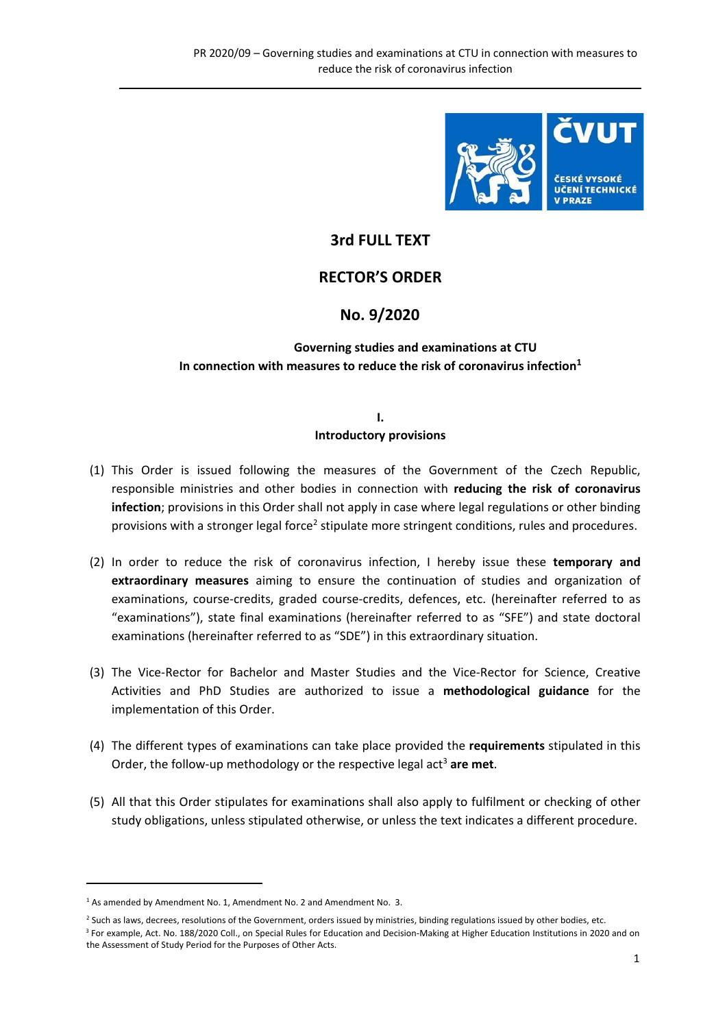# 3rd FULL TEXT

# RECTOR'S ORDER

# No. 9/2020

## Governing studies and examinations at CTU In connection with measures to reduce the risk of coronavirus infection[1]

## I. Introductory provisions

(1) This Order is issued following the measures of the Government of the Czech Republic, responsible ministries and other bodies in connection with **reducing the risk of coronavirus infection**; provisions in this Order shall not apply in case where legal regulations or other binding provisions with a stronger legal force[2] stipulate more stringent conditions, rules and procedures.

(2) In order to reduce the risk of coronavirus infection, I hereby issue these **temporary and extraordinary measures** aiming to ensure the continuation of studies and organization of examinations, course-credits, graded course-credits, defences, etc. (hereinafter referred to as "examinations"), state final examinations (hereinafter referred to as "SFE") and state doctoral examinations (hereinafter referred to as "SDE") in this extraordinary situation.

(3) The Vice-Rector for Bachelor and Master Studies and the Vice-Rector for Science, Creative Activities and PhD Studies are authorized to issue a **methodological guidance** for the implementation of this Order.

(4) The different types of examinations can take place provided the **requirements** stipulated in this Order, the follow-up methodology or the respective legal act[3] **are met**.

(5) All that this Order stipulates for examinations shall also apply to fulfilment or checking of other study obligations, unless stipulated otherwise, or unless the text indicates a different procedure.

---

[1] As amended by Amendment No. 1, Amendment No. 2 and Amendment No. 3.

[2] Such as laws, decrees, resolutions of the Government, orders issued by ministries, binding regulations issued by other bodies, etc.

[3] For example, Act. No. 188/2020 Coll., on Special Rules for Education and Decision-Making at Higher Education Institutions in 2020 and on the Assessment of Study Period for the Purposes of Other Acts.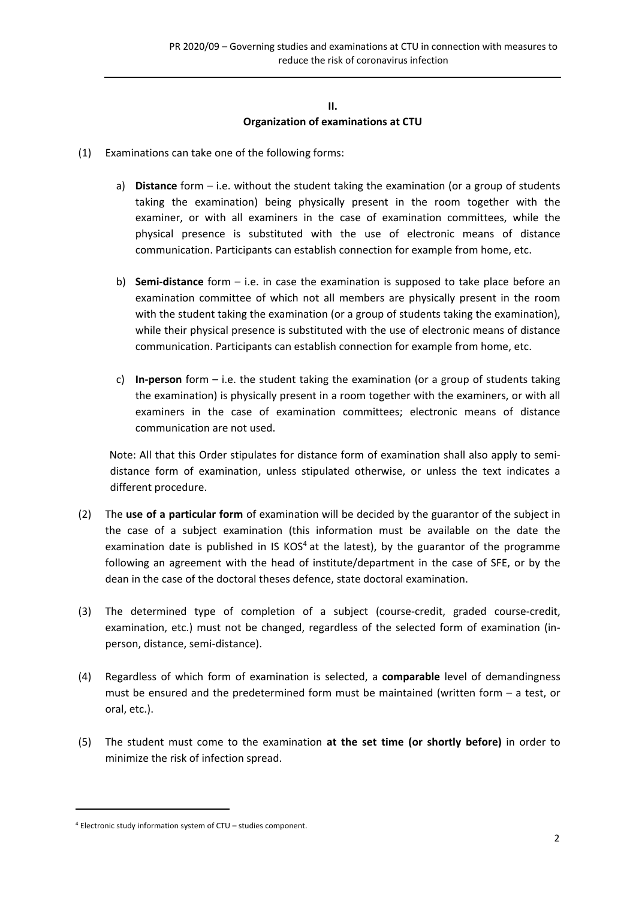## II.
## Organization of examinations at CTU

(1) Examinations can take one of the following forms:

   a) **Distance** form – i.e. without the student taking the examination (or a group of students taking the examination) being physically present in the room together with the examiner, or with all examiners in the case of examination committees, while the physical presence is substituted with the use of electronic means of distance communication. Participants can establish connection for example from home, etc.

   b) **Semi-distance** form – i.e. in case the examination is supposed to take place before an examination committee of which not all members are physically present in the room with the student taking the examination (or a group of students taking the examination), while their physical presence is substituted with the use of electronic means of distance communication. Participants can establish connection for example from home, etc.

   c) **In-person** form – i.e. the student taking the examination (or a group of students taking the examination) is physically present in a room together with the examiners, or with all examiners in the case of examination committees; electronic means of distance communication are not used.

   Note: All that this Order stipulates for distance form of examination shall also apply to semi-distance form of examination, unless stipulated otherwise, or unless the text indicates a different procedure.

(2) The **use of a particular form** of examination will be decided by the guarantor of the subject in the case of a subject examination (this information must be available on the date the examination date is published in IS KOS[4] at the latest), by the guarantor of the programme following an agreement with the head of institute/department in the case of SFE, or by the dean in the case of the doctoral theses defence, state doctoral examination.

(3) The determined type of completion of a subject (course-credit, graded course-credit, examination, etc.) must not be changed, regardless of the selected form of examination (in-person, distance, semi-distance).

(4) Regardless of which form of examination is selected, a **comparable** level of demandingness must be ensured and the predetermined form must be maintained (written form – a test, or oral, etc.).

(5) The student must come to the examination **at the set time (or shortly before)** in order to minimize the risk of infection spread.

---

[4] Electronic study information system of CTU – studies component.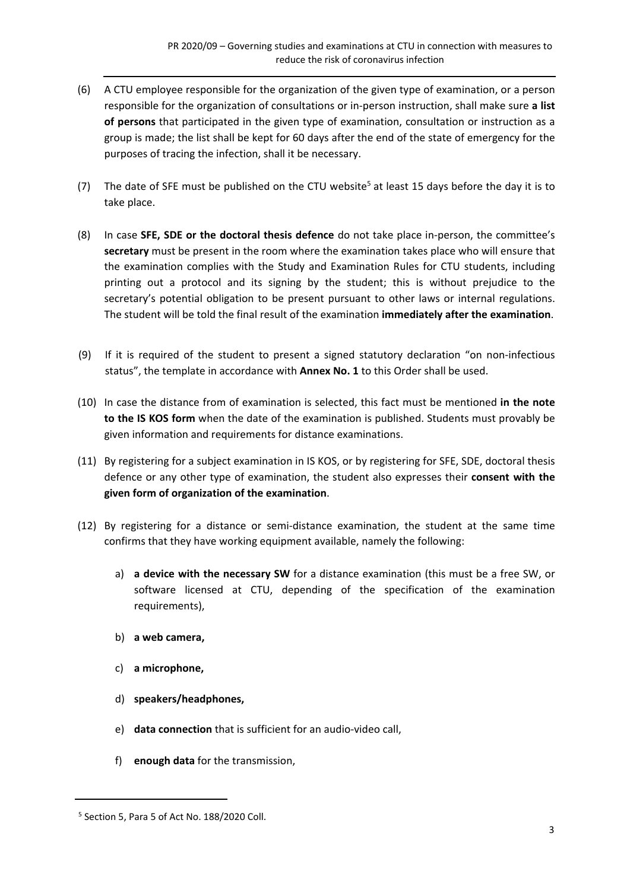(6) A CTU employee responsible for the organization of the given type of examination, or a person responsible for the organization of consultations or in-person instruction, shall make sure **a list of persons** that participated in the given type of examination, consultation or instruction as a group is made; the list shall be kept for 60 days after the end of the state of emergency for the purposes of tracing the infection, shall it be necessary.

(7) The date of SFE must be published on the CTU website[5] at least 15 days before the day it is to take place.

(8) In case **SFE, SDE or the doctoral thesis defence** do not take place in-person, the committee's **secretary** must be present in the room where the examination takes place who will ensure that the examination complies with the Study and Examination Rules for CTU students, including printing out a protocol and its signing by the student; this is without prejudice to the secretary's potential obligation to be present pursuant to other laws or internal regulations. The student will be told the final result of the examination **immediately after the examination**.

(9) If it is required of the student to present a signed statutory declaration "on non-infectious status", the template in accordance with **Annex No. 1** to this Order shall be used.

(10) In case the distance from of examination is selected, this fact must be mentioned **in the note to the IS KOS form** when the date of the examination is published. Students must provably be given information and requirements for distance examinations.

(11) By registering for a subject examination in IS KOS, or by registering for SFE, SDE, doctoral thesis defence or any other type of examination, the student also expresses their **consent with the given form of organization of the examination**.

(12) By registering for a distance or semi-distance examination, the student at the same time confirms that they have working equipment available, namely the following:

   a) **a device with the necessary SW** for a distance examination (this must be a free SW, or software licensed at CTU, depending of the specification of the examination requirements),

   b) **a web camera,**

   c) **a microphone,**

   d) **speakers/headphones,**

   e) **data connection** that is sufficient for an audio-video call,

   f) **enough data** for the transmission,

---

[5] Section 5, Para 5 of Act No. 188/2020 Coll.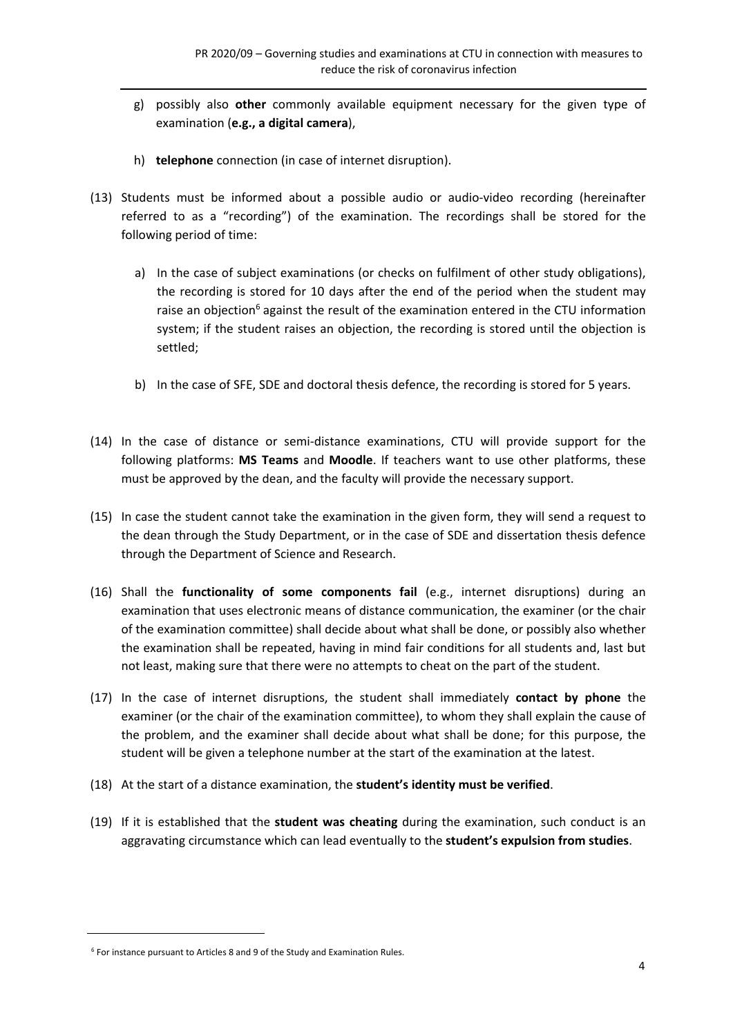g) possibly also **other** commonly available equipment necessary for the given type of examination (**e.g., a digital camera**),

h) **telephone** connection (in case of internet disruption).

(13) Students must be informed about a possible audio or audio-video recording (hereinafter referred to as a "recording") of the examination. The recordings shall be stored for the following period of time:

a) In the case of subject examinations (or checks on fulfilment of other study obligations), the recording is stored for 10 days after the end of the period when the student may raise an objection[6] against the result of the examination entered in the CTU information system; if the student raises an objection, the recording is stored until the objection is settled;

b) In the case of SFE, SDE and doctoral thesis defence, the recording is stored for 5 years.

(14) In the case of distance or semi-distance examinations, CTU will provide support for the following platforms: **MS Teams** and **Moodle**. If teachers want to use other platforms, these must be approved by the dean, and the faculty will provide the necessary support.

(15) In case the student cannot take the examination in the given form, they will send a request to the dean through the Study Department, or in the case of SDE and dissertation thesis defence through the Department of Science and Research.

(16) Shall the **functionality of some components fail** (e.g., internet disruptions) during an examination that uses electronic means of distance communication, the examiner (or the chair of the examination committee) shall decide about what shall be done, or possibly also whether the examination shall be repeated, having in mind fair conditions for all students and, last but not least, making sure that there were no attempts to cheat on the part of the student.

(17) In the case of internet disruptions, the student shall immediately **contact by phone** the examiner (or the chair of the examination committee), to whom they shall explain the cause of the problem, and the examiner shall decide about what shall be done; for this purpose, the student will be given a telephone number at the start of the examination at the latest.

(18) At the start of a distance examination, the **student's identity must be verified**.

(19) If it is established that the **student was cheating** during the examination, such conduct is an aggravating circumstance which can lead eventually to the **student's expulsion from studies**.

---

[6] For instance pursuant to Articles 8 and 9 of the Study and Examination Rules.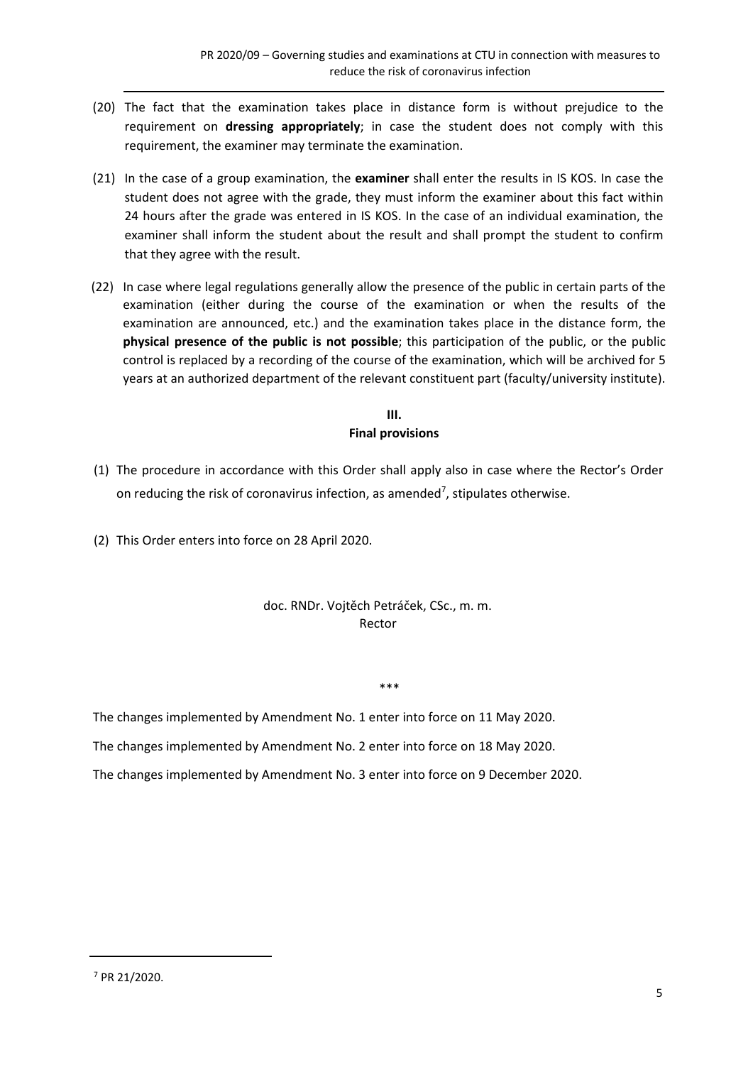(20) The fact that the examination takes place in distance form is without prejudice to the requirement on **dressing appropriately**; in case the student does not comply with this requirement, the examiner may terminate the examination.

(21) In the case of a group examination, the **examiner** shall enter the results in IS KOS. In case the student does not agree with the grade, they must inform the examiner about this fact within 24 hours after the grade was entered in IS KOS. In the case of an individual examination, the examiner shall inform the student about the result and shall prompt the student to confirm that they agree with the result.

(22) In case where legal regulations generally allow the presence of the public in certain parts of the examination (either during the course of the examination or when the results of the examination are announced, etc.) and the examination takes place in the distance form, the **physical presence of the public is not possible**; this participation of the public, or the public control is replaced by a recording of the course of the examination, which will be archived for 5 years at an authorized department of the relevant constituent part (faculty/university institute).

## III. Final provisions

(1) The procedure in accordance with this Order shall apply also in case where the Rector's Order on reducing the risk of coronavirus infection, as amended[7], stipulates otherwise.

(2) This Order enters into force on 28 April 2020.

doc. RNDr. Vojtěch Petráček, CSc., m. m.
Rector

\*\*\*

The changes implemented by Amendment No. 1 enter into force on 11 May 2020.

The changes implemented by Amendment No. 2 enter into force on 18 May 2020.

The changes implemented by Amendment No. 3 enter into force on 9 December 2020.

[7] PR 21/2020.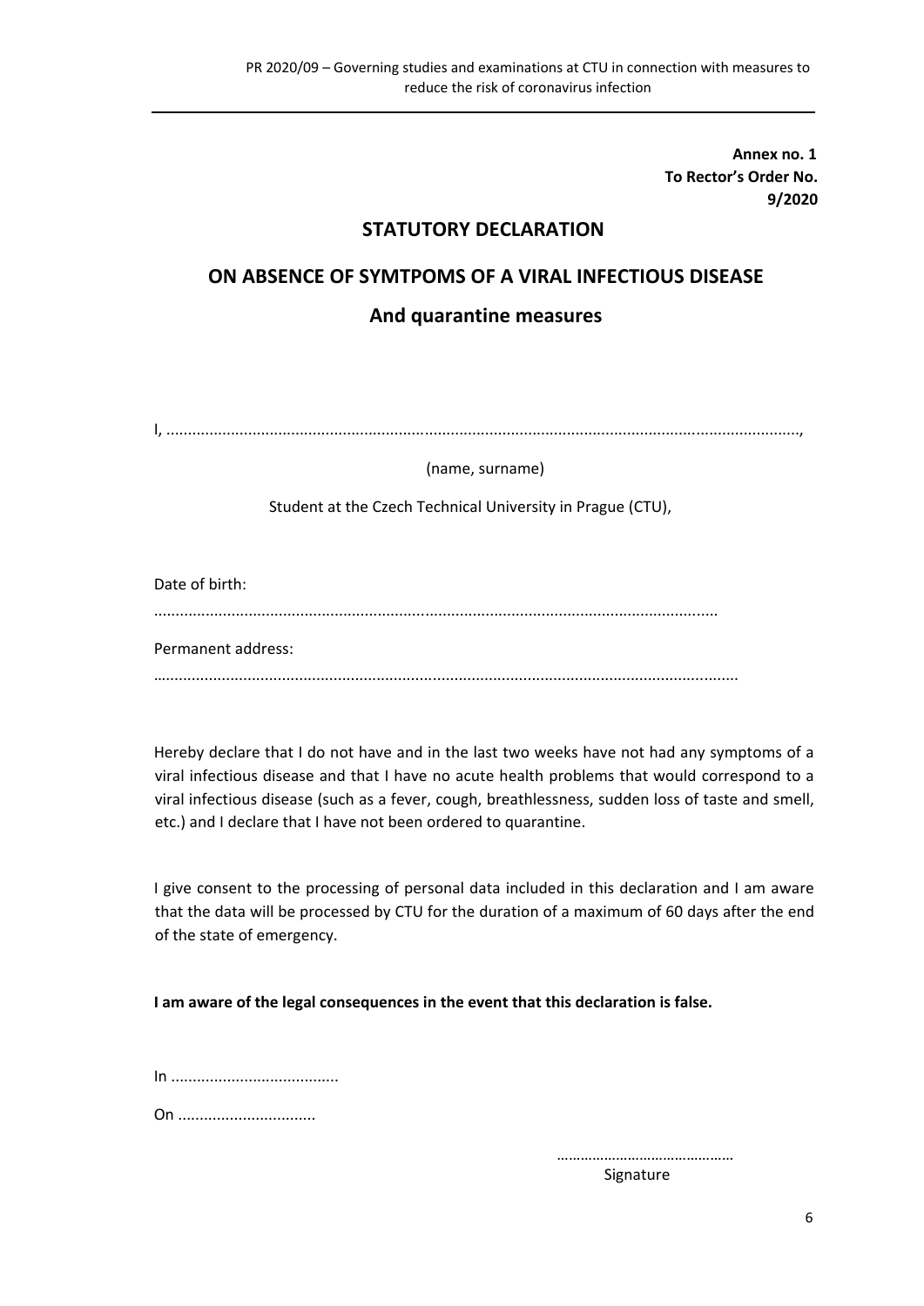**Annex no. 1**
**To Rector's Order No.**
**9/2020**

## STATUTORY DECLARATION

## ON ABSENCE OF SYMTPOMS OF A VIRAL INFECTIOUS DISEASE

## And quarantine measures

I, ...........................................................................................................................................,

(name, surname)

Student at the Czech Technical University in Prague (CTU),

Date of birth:

.................................................................................................................................

Permanent address:

…………………………………………………………………………………………………………………………….

Hereby declare that I do not have and in the last two weeks have not had any symptoms of a viral infectious disease and that I have no acute health problems that would correspond to a viral infectious disease (such as a fever, cough, breathlessness, sudden loss of taste and smell, etc.) and I declare that I have not been ordered to quarantine.

I give consent to the processing of personal data included in this declaration and I am aware that the data will be processed by CTU for the duration of a maximum of 60 days after the end of the state of emergency.

**I am aware of the legal consequences in the event that this declaration is false.**

In .......................................

On ................................

……………………………………
Signature